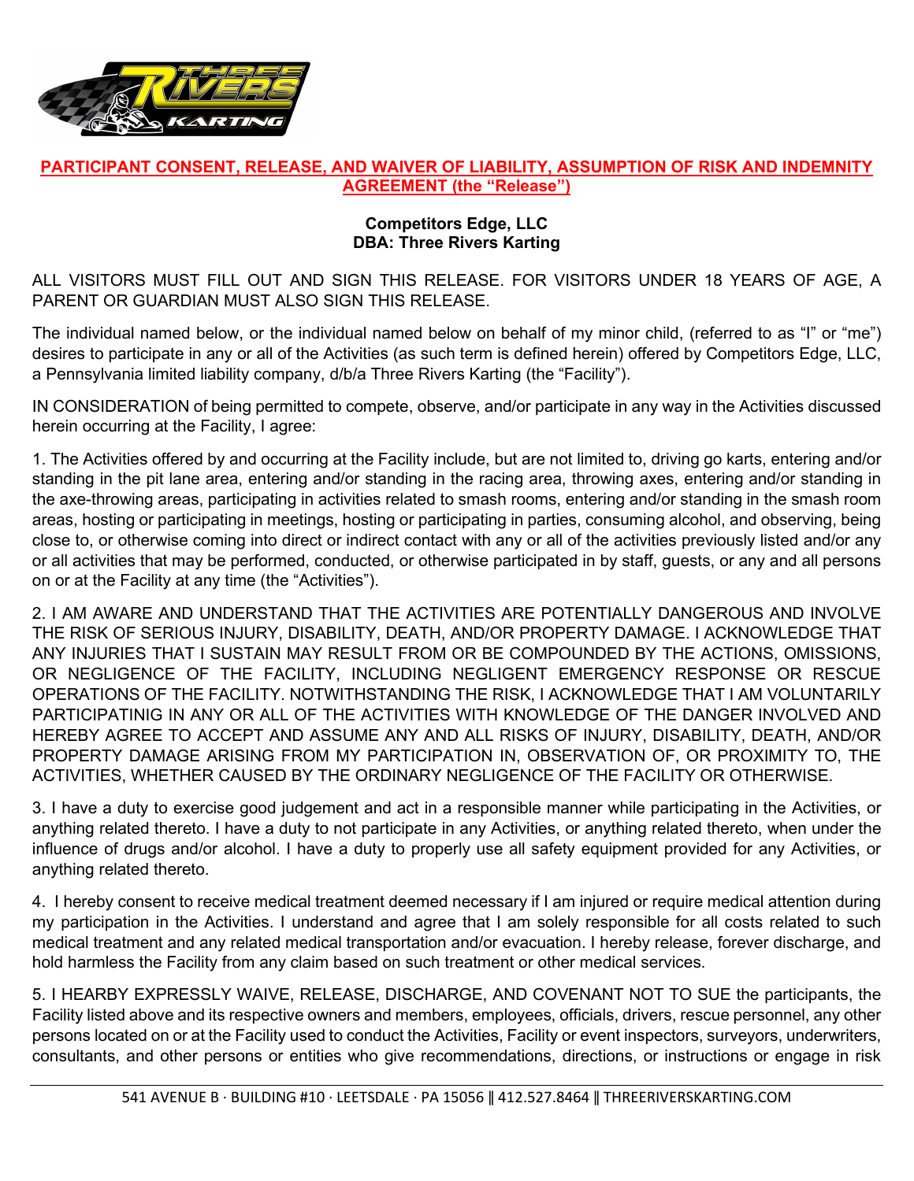**PARTICIPANT CONSENT, RELEASE, AND WAIVER OF LIABILITY, ASSUMPTION OF RISK AND INDEMNITY AGREEMENT (the "Release")**

**Competitors Edge, LLC**
**DBA: Three Rivers Karting**

ALL VISITORS MUST FILL OUT AND SIGN THIS RELEASE. FOR VISITORS UNDER 18 YEARS OF AGE, A PARENT OR GUARDIAN MUST ALSO SIGN THIS RELEASE.

The individual named below, or the individual named below on behalf of my minor child, (referred to as "I" or "me") desires to participate in any or all of the Activities (as such term is defined herein) offered by Competitors Edge, LLC, a Pennsylvania limited liability company, d/b/a Three Rivers Karting (the "Facility").

IN CONSIDERATION of being permitted to compete, observe, and/or participate in any way in the Activities discussed herein occurring at the Facility, I agree:

1. The Activities offered by and occurring at the Facility include, but are not limited to, driving go karts, entering and/or standing in the pit lane area, entering and/or standing in the racing area, throwing axes, entering and/or standing in the axe-throwing areas, participating in activities related to smash rooms, entering and/or standing in the smash room areas, hosting or participating in meetings, hosting or participating in parties, consuming alcohol, and observing, being close to, or otherwise coming into direct or indirect contact with any or all of the activities previously listed and/or any or all activities that may be performed, conducted, or otherwise participated in by staff, guests, or any and all persons on or at the Facility at any time (the "Activities").

2. I AM AWARE AND UNDERSTAND THAT THE ACTIVITIES ARE POTENTIALLY DANGEROUS AND INVOLVE THE RISK OF SERIOUS INJURY, DISABILITY, DEATH, AND/OR PROPERTY DAMAGE. I ACKNOWLEDGE THAT ANY INJURIES THAT I SUSTAIN MAY RESULT FROM OR BE COMPOUNDED BY THE ACTIONS, OMISSIONS, OR NEGLIGENCE OF THE FACILITY, INCLUDING NEGLIGENT EMERGENCY RESPONSE OR RESCUE OPERATIONS OF THE FACILITY. NOTWITHSTANDING THE RISK, I ACKNOWLEDGE THAT I AM VOLUNTARILY PARTICIPATINIG IN ANY OR ALL OF THE ACTIVITIES WITH KNOWLEDGE OF THE DANGER INVOLVED AND HEREBY AGREE TO ACCEPT AND ASSUME ANY AND ALL RISKS OF INJURY, DISABILITY, DEATH, AND/OR PROPERTY DAMAGE ARISING FROM MY PARTICIPATION IN, OBSERVATION OF, OR PROXIMITY TO, THE ACTIVITIES, WHETHER CAUSED BY THE ORDINARY NEGLIGENCE OF THE FACILITY OR OTHERWISE.

3. I have a duty to exercise good judgement and act in a responsible manner while participating in the Activities, or anything related thereto. I have a duty to not participate in any Activities, or anything related thereto, when under the influence of drugs and/or alcohol. I have a duty to properly use all safety equipment provided for any Activities, or anything related thereto.

4. I hereby consent to receive medical treatment deemed necessary if I am injured or require medical attention during my participation in the Activities. I understand and agree that I am solely responsible for all costs related to such medical treatment and any related medical transportation and/or evacuation. I hereby release, forever discharge, and hold harmless the Facility from any claim based on such treatment or other medical services.

5. I HEARBY EXPRESSLY WAIVE, RELEASE, DISCHARGE, AND COVENANT NOT TO SUE the participants, the Facility listed above and its respective owners and members, employees, officials, drivers, rescue personnel, any other persons located on or at the Facility used to conduct the Activities, Facility or event inspectors, surveyors, underwriters, consultants, and other persons or entities who give recommendations, directions, or instructions or engage in risk

541 AVENUE B · BUILDING #10 · LEETSDALE · PA 15056 ‖ 412.527.8464 ‖ THREERIVERSKARTING.COM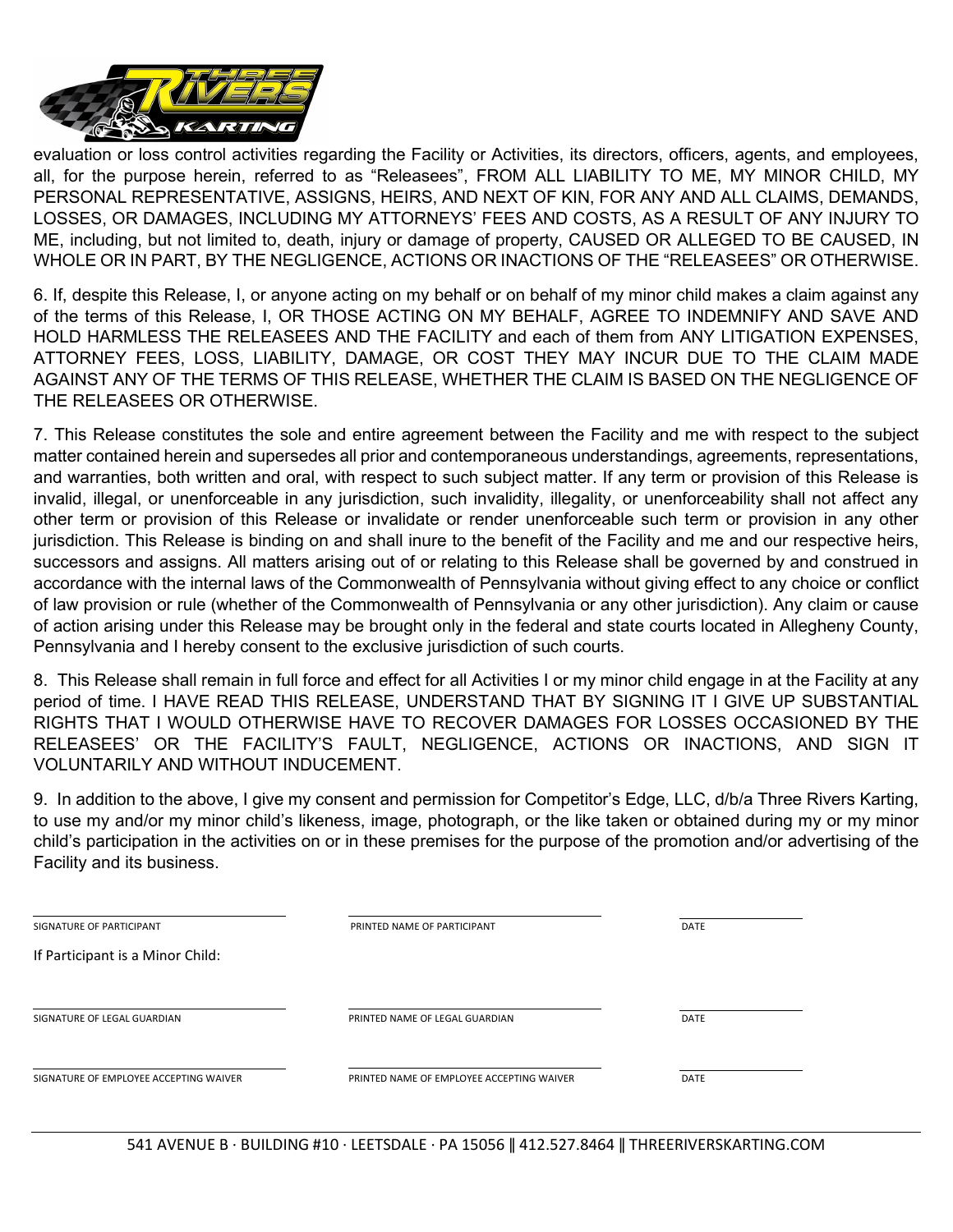evaluation or loss control activities regarding the Facility or Activities, its directors, officers, agents, and employees, all, for the purpose herein, referred to as "Releasees", FROM ALL LIABILITY TO ME, MY MINOR CHILD, MY PERSONAL REPRESENTATIVE, ASSIGNS, HEIRS, AND NEXT OF KIN, FOR ANY AND ALL CLAIMS, DEMANDS, LOSSES, OR DAMAGES, INCLUDING MY ATTORNEYS' FEES AND COSTS, AS A RESULT OF ANY INJURY TO ME, including, but not limited to, death, injury or damage of property, CAUSED OR ALLEGED TO BE CAUSED, IN WHOLE OR IN PART, BY THE NEGLIGENCE, ACTIONS OR INACTIONS OF THE "RELEASEES" OR OTHERWISE.

6. If, despite this Release, I, or anyone acting on my behalf or on behalf of my minor child makes a claim against any of the terms of this Release, I, OR THOSE ACTING ON MY BEHALF, AGREE TO INDEMNIFY AND SAVE AND HOLD HARMLESS THE RELEASEES AND THE FACILITY and each of them from ANY LITIGATION EXPENSES, ATTORNEY FEES, LOSS, LIABILITY, DAMAGE, OR COST THEY MAY INCUR DUE TO THE CLAIM MADE AGAINST ANY OF THE TERMS OF THIS RELEASE, WHETHER THE CLAIM IS BASED ON THE NEGLIGENCE OF THE RELEASEES OR OTHERWISE.

7. This Release constitutes the sole and entire agreement between the Facility and me with respect to the subject matter contained herein and supersedes all prior and contemporaneous understandings, agreements, representations, and warranties, both written and oral, with respect to such subject matter. If any term or provision of this Release is invalid, illegal, or unenforceable in any jurisdiction, such invalidity, illegality, or unenforceability shall not affect any other term or provision of this Release or invalidate or render unenforceable such term or provision in any other jurisdiction. This Release is binding on and shall inure to the benefit of the Facility and me and our respective heirs, successors and assigns. All matters arising out of or relating to this Release shall be governed by and construed in accordance with the internal laws of the Commonwealth of Pennsylvania without giving effect to any choice or conflict of law provision or rule (whether of the Commonwealth of Pennsylvania or any other jurisdiction). Any claim or cause of action arising under this Release may be brought only in the federal and state courts located in Allegheny County, Pennsylvania and I hereby consent to the exclusive jurisdiction of such courts.

8. This Release shall remain in full force and effect for all Activities I or my minor child engage in at the Facility at any period of time. I HAVE READ THIS RELEASE, UNDERSTAND THAT BY SIGNING IT I GIVE UP SUBSTANTIAL RIGHTS THAT I WOULD OTHERWISE HAVE TO RECOVER DAMAGES FOR LOSSES OCCASIONED BY THE RELEASEES' OR THE FACILITY'S FAULT, NEGLIGENCE, ACTIONS OR INACTIONS, AND SIGN IT VOLUNTARILY AND WITHOUT INDUCEMENT.

9. In addition to the above, I give my consent and permission for Competitor's Edge, LLC, d/b/a Three Rivers Karting, to use my and/or my minor child's likeness, image, photograph, or the like taken or obtained during my or my minor child's participation in the activities on or in these premises for the purpose of the promotion and/or advertising of the Facility and its business.

SIGNATURE OF PARTICIPANT ______________________ PRINTED NAME OF PARTICIPANT ______________________ DATE ____________

If Participant is a Minor Child:

SIGNATURE OF LEGAL GUARDIAN ______________________ PRINTED NAME OF LEGAL GUARDIAN ______________________ DATE ____________

SIGNATURE OF EMPLOYEE ACCEPTING WAIVER ______________________ PRINTED NAME OF EMPLOYEE ACCEPTING WAIVER ______________________ DATE ____________

541 AVENUE B · BUILDING #10 · LEETSDALE · PA 15056 ‖ 412.527.8464 ‖ THREERIVERSKARTING.COM